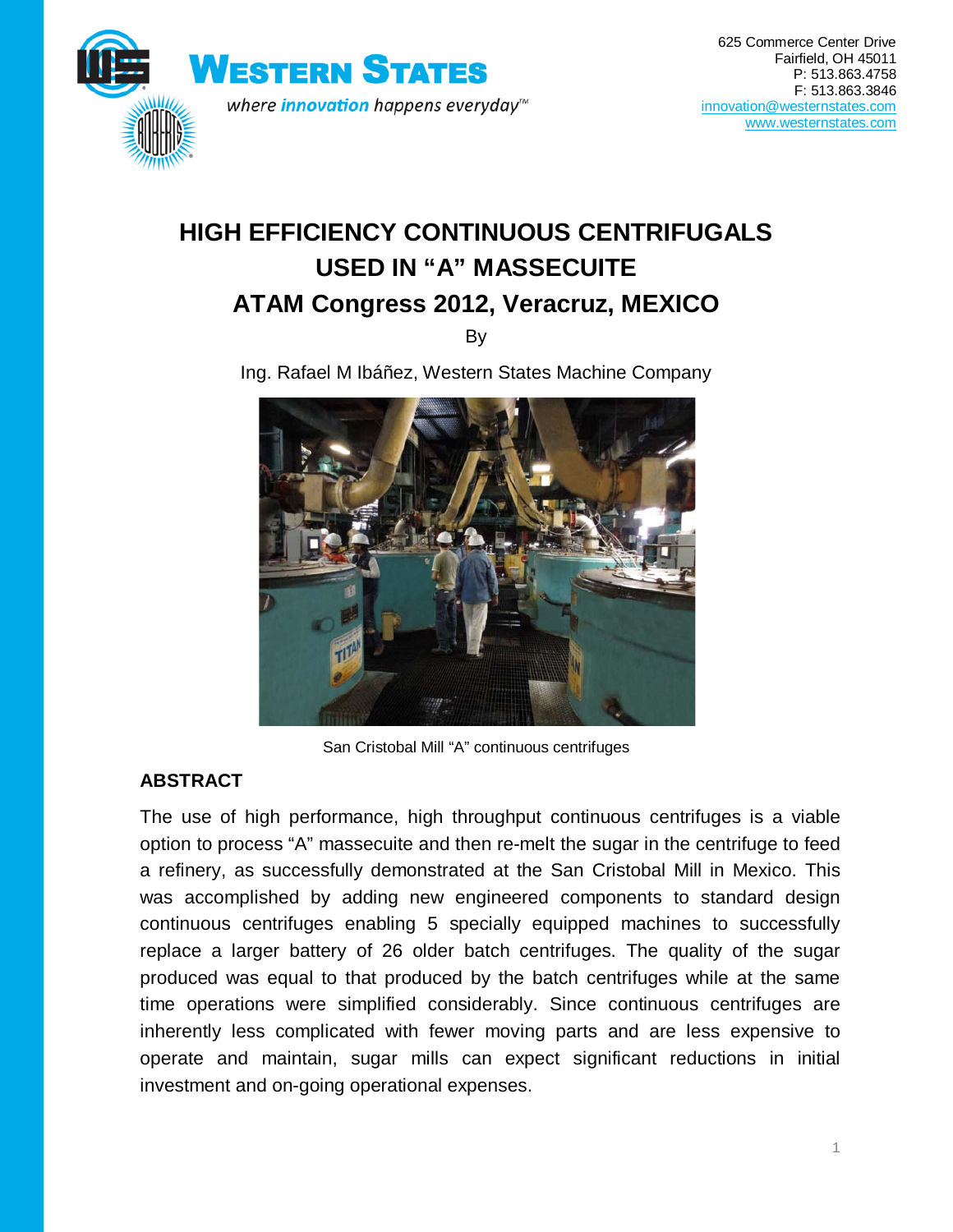WESTERN STATES

*where innovation happens everyday™*

625 Commerce Center Drive
Fairfield, OH 45011
P: 513.863.4758
F: 513.863.3846
innovation@westernstates.com
www.westernstates.com

# HIGH EFFICIENCY CONTINUOUS CENTRIFUGALS USED IN "A" MASSECUITE

# ATAM Congress 2012, Veracruz, MEXICO

By

Ing. Rafael M Ibáñez, Western States Machine Company

San Cristobal Mill "A" continuous centrifuges

## ABSTRACT

The use of high performance, high throughput continuous centrifuges is a viable option to process "A" massecuite and then re-melt the sugar in the centrifuge to feed a refinery, as successfully demonstrated at the San Cristobal Mill in Mexico. This was accomplished by adding new engineered components to standard design continuous centrifuges enabling 5 specially equipped machines to successfully replace a larger battery of 26 older batch centrifuges. The quality of the sugar produced was equal to that produced by the batch centrifuges while at the same time operations were simplified considerably. Since continuous centrifuges are inherently less complicated with fewer moving parts and are less expensive to operate and maintain, sugar mills can expect significant reductions in initial investment and on-going operational expenses.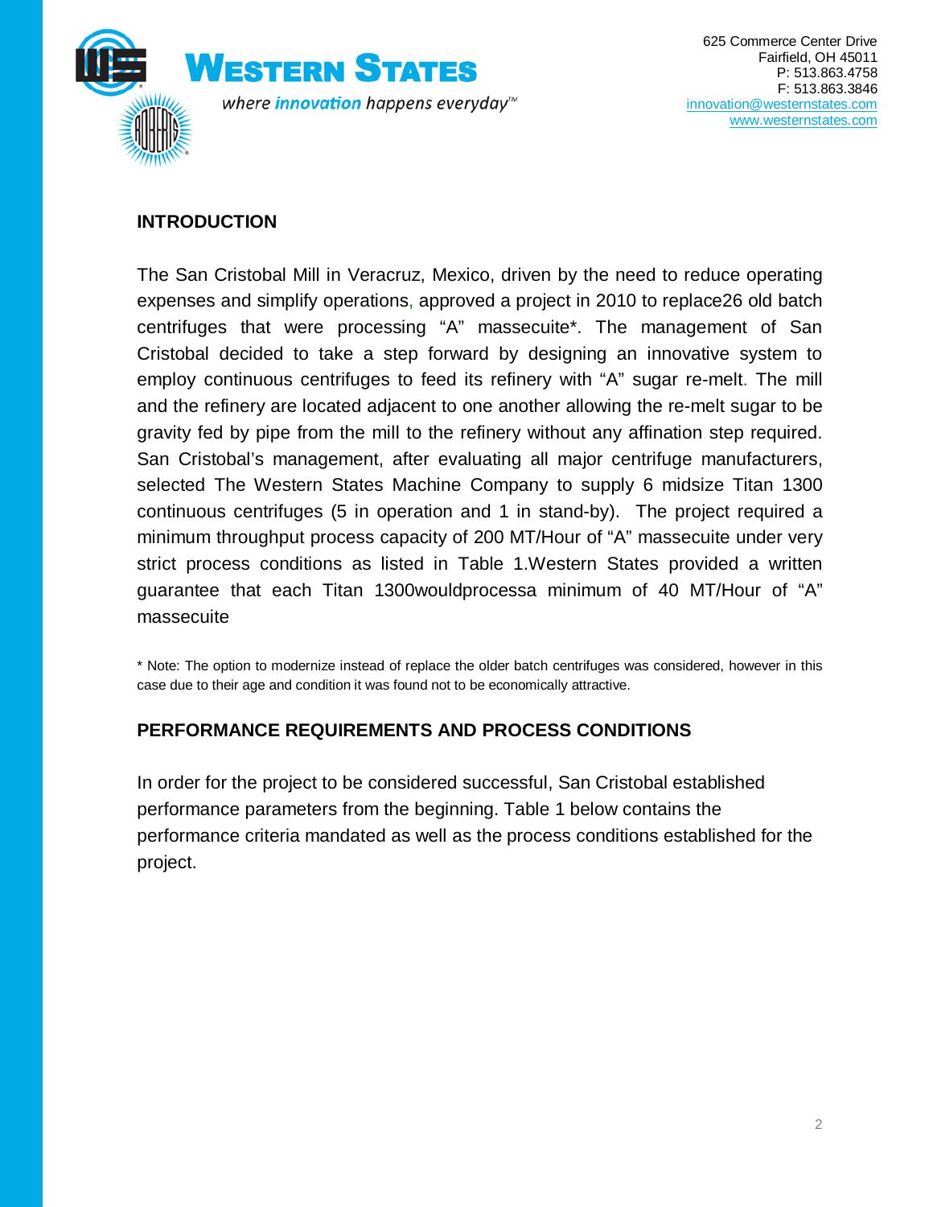## INTRODUCTION

The San Cristobal Mill in Veracruz, Mexico, driven by the need to reduce operating expenses and simplify operations, approved a project in 2010 to replace26 old batch centrifuges that were processing "A" massecuite*. The management of San Cristobal decided to take a step forward by designing an innovative system to employ continuous centrifuges to feed its refinery with "A" sugar re-melt. The mill and the refinery are located adjacent to one another allowing the re-melt sugar to be gravity fed by pipe from the mill to the refinery without any affination step required. San Cristobal's management, after evaluating all major centrifuge manufacturers, selected The Western States Machine Company to supply 6 midsize Titan 1300 continuous centrifuges (5 in operation and 1 in stand-by). The project required a minimum throughput process capacity of 200 MT/Hour of "A" massecuite under very strict process conditions as listed in Table 1.Western States provided a written guarantee that each Titan 1300wouldprocessa minimum of 40 MT/Hour of "A" massecuite

* Note: The option to modernize instead of replace the older batch centrifuges was considered, however in this case due to their age and condition it was found not to be economically attractive.

## PERFORMANCE REQUIREMENTS AND PROCESS CONDITIONS

In order for the project to be considered successful, San Cristobal established performance parameters from the beginning. Table 1 below contains the performance criteria mandated as well as the process conditions established for the project.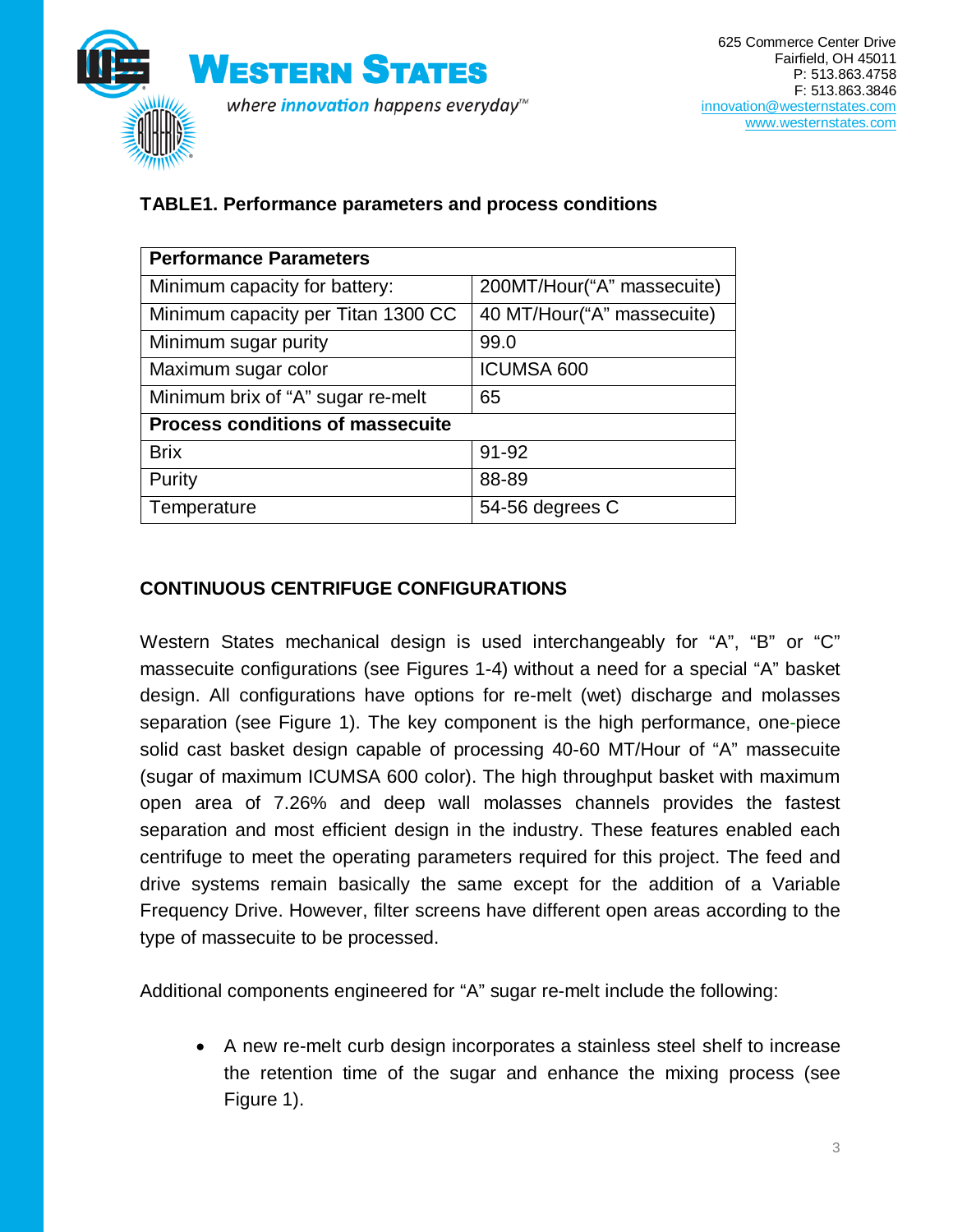**TABLE1. Performance parameters and process conditions**

| **Performance Parameters** | |
|---|---|
| Minimum capacity for battery: | 200MT/Hour(“A” massecuite) |
| Minimum capacity per Titan 1300 CC | 40 MT/Hour(“A” massecuite) |
| Minimum sugar purity | 99.0 |
| Maximum sugar color | ICUMSA 600 |
| Minimum brix of “A” sugar re-melt | 65 |
| **Process conditions of massecuite** | |
| Brix | 91-92 |
| Purity | 88-89 |
| Temperature | 54-56 degrees C |

## CONTINUOUS CENTRIFUGE CONFIGURATIONS

Western States mechanical design is used interchangeably for “A”, “B” or “C” massecuite configurations (see Figures 1-4) without a need for a special “A” basket design. All configurations have options for re-melt (wet) discharge and molasses separation (see Figure 1). The key component is the high performance, one-piece solid cast basket design capable of processing 40-60 MT/Hour of “A” massecuite (sugar of maximum ICUMSA 600 color). The high throughput basket with maximum open area of 7.26% and deep wall molasses channels provides the fastest separation and most efficient design in the industry. These features enabled each centrifuge to meet the operating parameters required for this project. The feed and drive systems remain basically the same except for the addition of a Variable Frequency Drive. However, filter screens have different open areas according to the type of massecuite to be processed.

Additional components engineered for “A” sugar re-melt include the following:

- A new re-melt curb design incorporates a stainless steel shelf to increase the retention time of the sugar and enhance the mixing process (see Figure 1).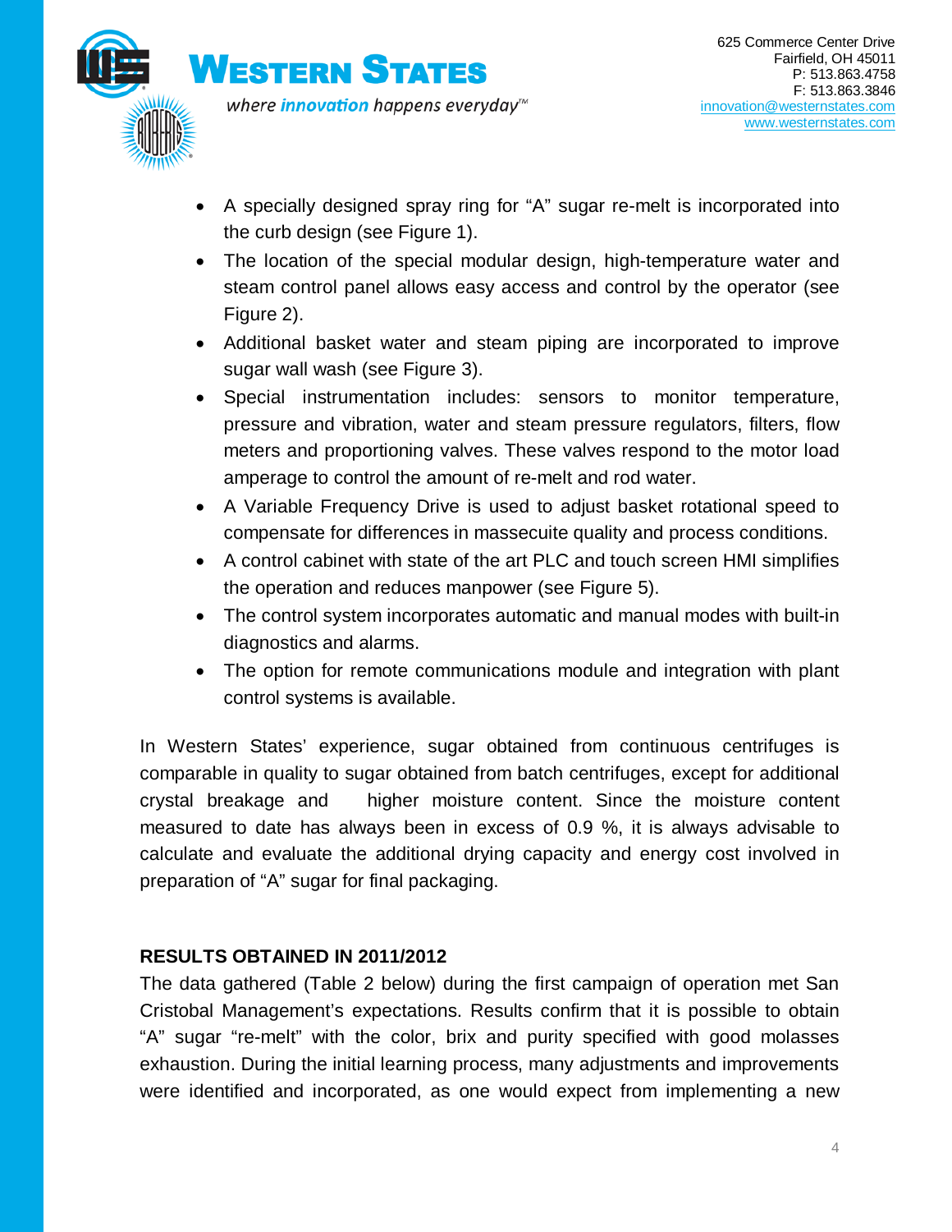- A specially designed spray ring for "A" sugar re-melt is incorporated into the curb design (see Figure 1).
- The location of the special modular design, high-temperature water and steam control panel allows easy access and control by the operator (see Figure 2).
- Additional basket water and steam piping are incorporated to improve sugar wall wash (see Figure 3).
- Special instrumentation includes: sensors to monitor temperature, pressure and vibration, water and steam pressure regulators, filters, flow meters and proportioning valves. These valves respond to the motor load amperage to control the amount of re-melt and rod water.
- A Variable Frequency Drive is used to adjust basket rotational speed to compensate for differences in massecuite quality and process conditions.
- A control cabinet with state of the art PLC and touch screen HMI simplifies the operation and reduces manpower (see Figure 5).
- The control system incorporates automatic and manual modes with built-in diagnostics and alarms.
- The option for remote communications module and integration with plant control systems is available.

In Western States' experience, sugar obtained from continuous centrifuges is comparable in quality to sugar obtained from batch centrifuges, except for additional crystal breakage and higher moisture content. Since the moisture content measured to date has always been in excess of 0.9 %, it is always advisable to calculate and evaluate the additional drying capacity and energy cost involved in preparation of "A" sugar for final packaging.

**RESULTS OBTAINED IN 2011/2012**

The data gathered (Table 2 below) during the first campaign of operation met San Cristobal Management's expectations. Results confirm that it is possible to obtain "A" sugar "re-melt" with the color, brix and purity specified with good molasses exhaustion. During the initial learning process, many adjustments and improvements were identified and incorporated, as one would expect from implementing a new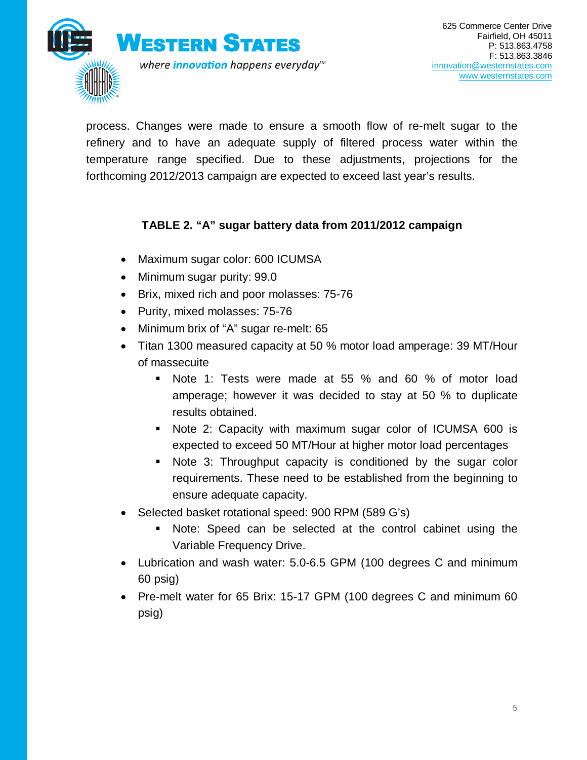process. Changes were made to ensure a smooth flow of re-melt sugar to the refinery and to have an adequate supply of filtered process water within the temperature range specified. Due to these adjustments, projections for the forthcoming 2012/2013 campaign are expected to exceed last year's results.

**TABLE 2. "A" sugar battery data from 2011/2012 campaign**

- Maximum sugar color: 600 ICUMSA
- Minimum sugar purity: 99.0
- Brix, mixed rich and poor molasses: 75-76
- Purity, mixed molasses: 75-76
- Minimum brix of "A" sugar re-melt: 65
- Titan 1300 measured capacity at 50 % motor load amperage: 39 MT/Hour of massecuite
    - Note 1: Tests were made at 55 % and 60 % of motor load amperage; however it was decided to stay at 50 % to duplicate results obtained.
    - Note 2: Capacity with maximum sugar color of ICUMSA 600 is expected to exceed 50 MT/Hour at higher motor load percentages
    - Note 3: Throughput capacity is conditioned by the sugar color requirements. These need to be established from the beginning to ensure adequate capacity.
- Selected basket rotational speed: 900 RPM (589 G's)
    - Note: Speed can be selected at the control cabinet using the Variable Frequency Drive.
- Lubrication and wash water: 5.0-6.5 GPM (100 degrees C and minimum 60 psig)
- Pre-melt water for 65 Brix: 15-17 GPM (100 degrees C and minimum 60 psig)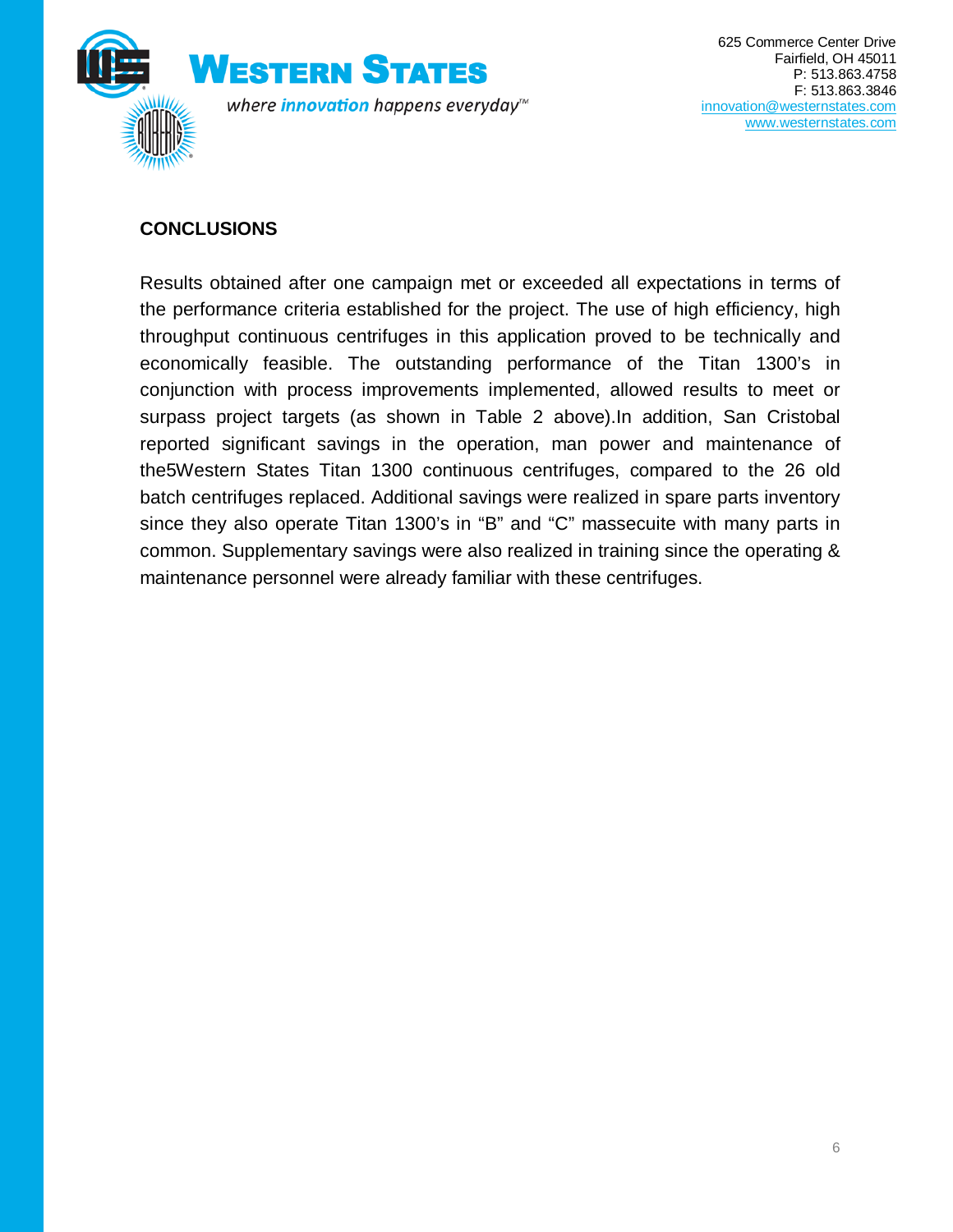## CONCLUSIONS

Results obtained after one campaign met or exceeded all expectations in terms of the performance criteria established for the project. The use of high efficiency, high throughput continuous centrifuges in this application proved to be technically and economically feasible. The outstanding performance of the Titan 1300's in conjunction with process improvements implemented, allowed results to meet or surpass project targets (as shown in Table 2 above).In addition, San Cristobal reported significant savings in the operation, man power and maintenance of the5Western States Titan 1300 continuous centrifuges, compared to the 26 old batch centrifuges replaced. Additional savings were realized in spare parts inventory since they also operate Titan 1300's in "B" and "C" massecuite with many parts in common. Supplementary savings were also realized in training since the operating & maintenance personnel were already familiar with these centrifuges.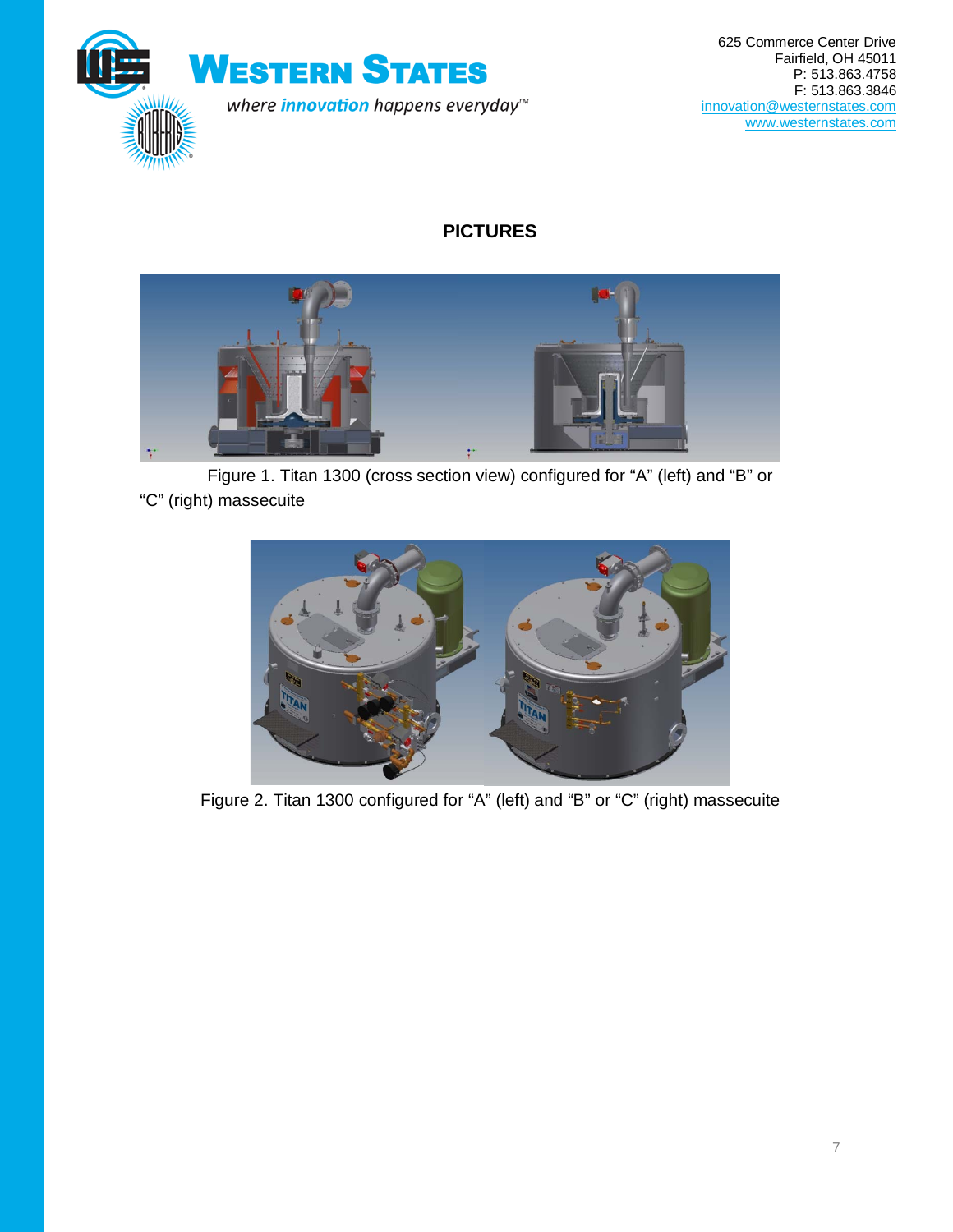# PICTURES

Figure 1. Titan 1300 (cross section view) configured for “A” (left) and “B” or “C” (right) massecuite

Figure 2. Titan 1300 configured for “A” (left) and “B” or “C” (right) massecuite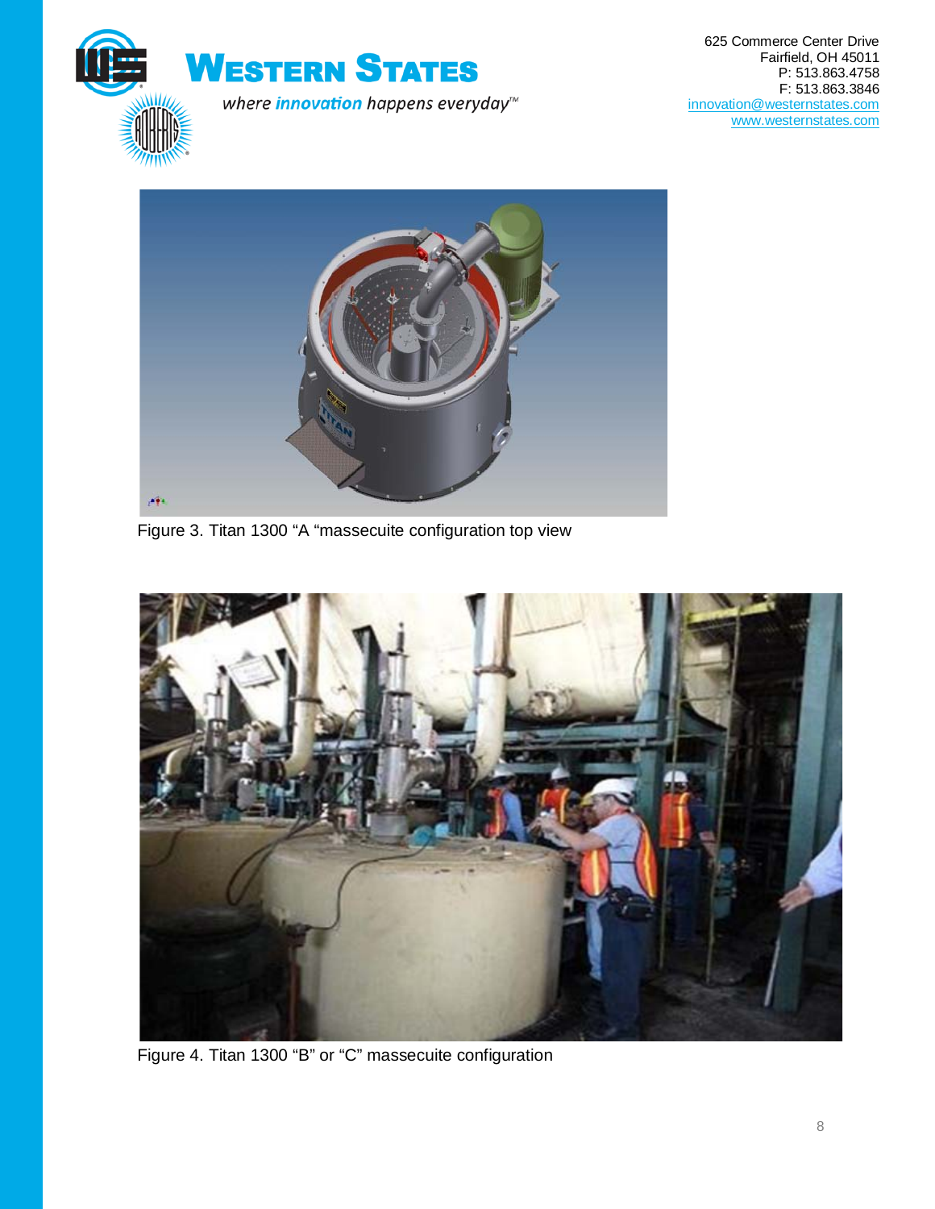Figure 3. Titan 1300 "A "massecuite configuration top view

Figure 4. Titan 1300 "B" or "C" massecuite configuration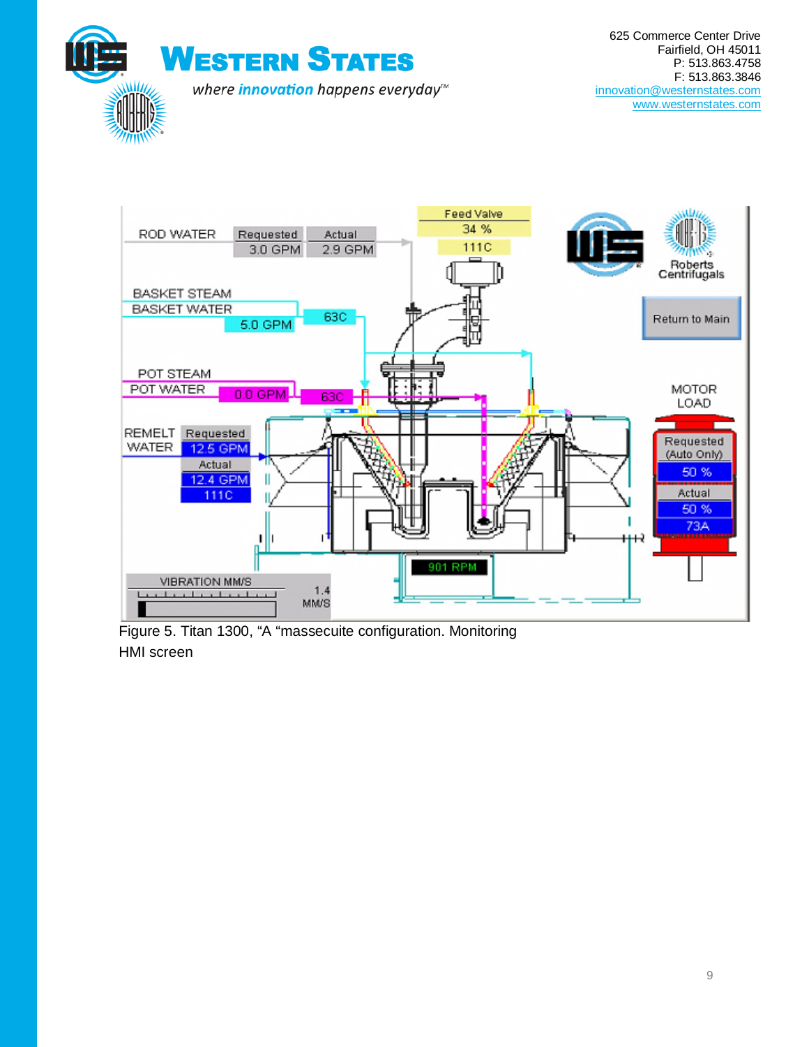ROD WATER

Requested

3.0 GPM

Actual

2.9 GPM

Feed Valve

34 %

111C

Roberts Centrifugals

Return to Main

BASKET STEAM

BASKET WATER

5.0 GPM

63C

POT STEAM

POT WATER

0.0 GPM

63C

MOTOR LOAD

REMELT WATER

Requested

12.5 GPM

Actual

12.4 GPM

111C

Requested (Auto Only)

50 %

Actual

50 %

73A

901 RPM

VIBRATION MM/S

1.4 MM/S

Figure 5. Titan 1300, "A "massecuite configuration. Monitoring HMI screen